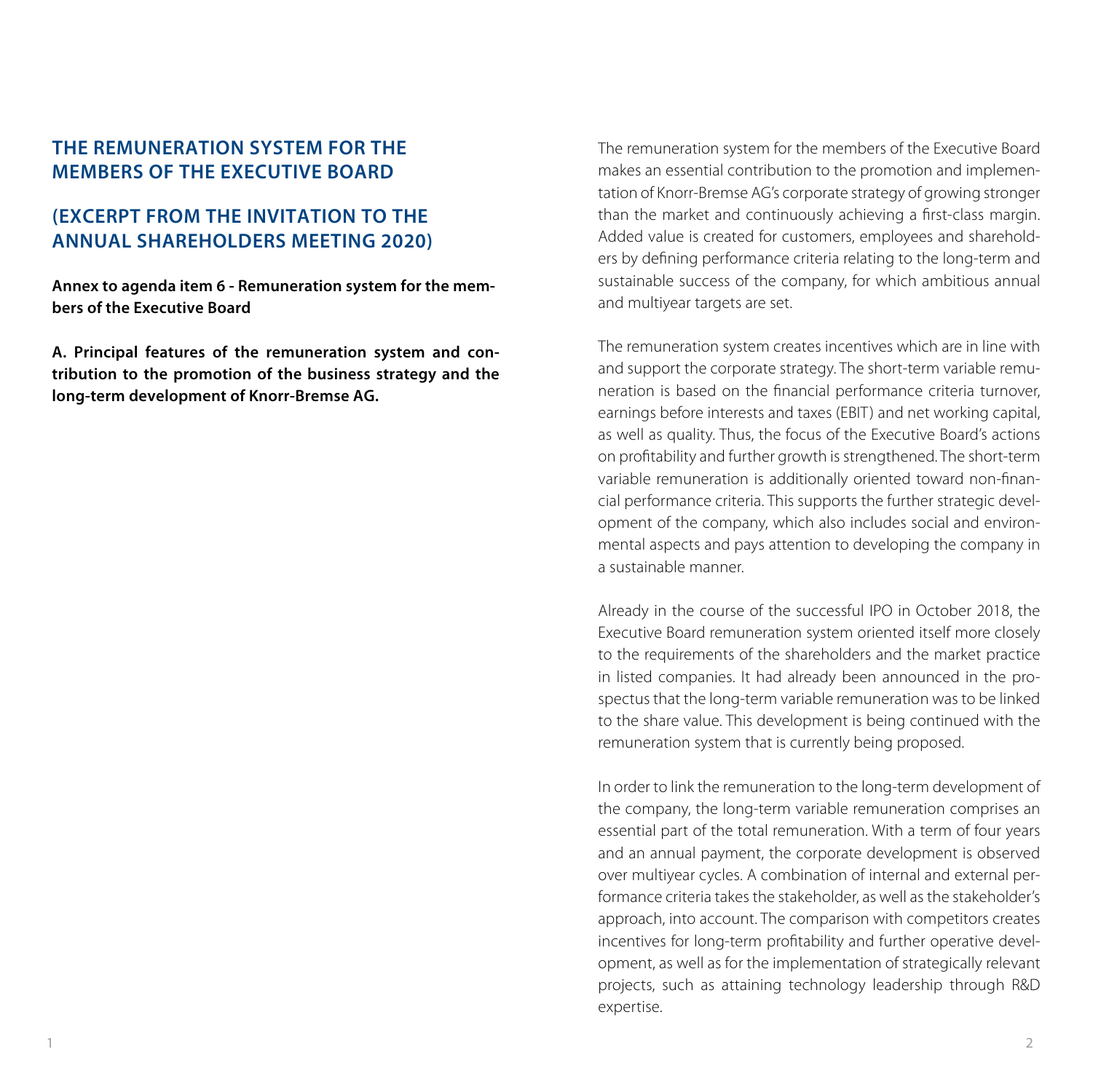# THE REMUNERATION SYSTEM FOR THE MEMBERS OF THE EXECUTIVE BOARD

## (EXCERPT FROM THE INVITATION TO THE ANNUAL SHAREHOLDERS MEETING 2020)

**Annex to agenda item 6 - Remuneration system for the members of the Executive Board**

**A. Principal features of the remuneration system and contribution to the promotion of the business strategy and the long-term development of Knorr-Bremse AG.**

The remuneration system for the members of the Executive Board makes an essential contribution to the promotion and implementation of Knorr-Bremse AG's corporate strategy of growing stronger than the market and continuously achieving a first-class margin. Added value is created for customers, employees and shareholders by defining performance criteria relating to the long-term and sustainable success of the company, for which ambitious annual and multiyear targets are set.

The remuneration system creates incentives which are in line with and support the corporate strategy. The short-term variable remuneration is based on the financial performance criteria turnover, earnings before interests and taxes (EBIT) and net working capital, as well as quality. Thus, the focus of the Executive Board's actions on profitability and further growth is strengthened. The short-term variable remuneration is additionally oriented toward non-financial performance criteria. This supports the further strategic development of the company, which also includes social and environmental aspects and pays attention to developing the company in a sustainable manner.

Already in the course of the successful IPO in October 2018, the Executive Board remuneration system oriented itself more closely to the requirements of the shareholders and the market practice in listed companies. It had already been announced in the prospectus that the long-term variable remuneration was to be linked to the share value. This development is being continued with the remuneration system that is currently being proposed.

In order to link the remuneration to the long-term development of the company, the long-term variable remuneration comprises an essential part of the total remuneration. With a term of four years and an annual payment, the corporate development is observed over multiyear cycles. A combination of internal and external performance criteria takes the stakeholder, as well as the stakeholder's approach, into account. The comparison with competitors creates incentives for long-term profitability and further operative development, as well as for the implementation of strategically relevant projects, such as attaining technology leadership through R&D expertise.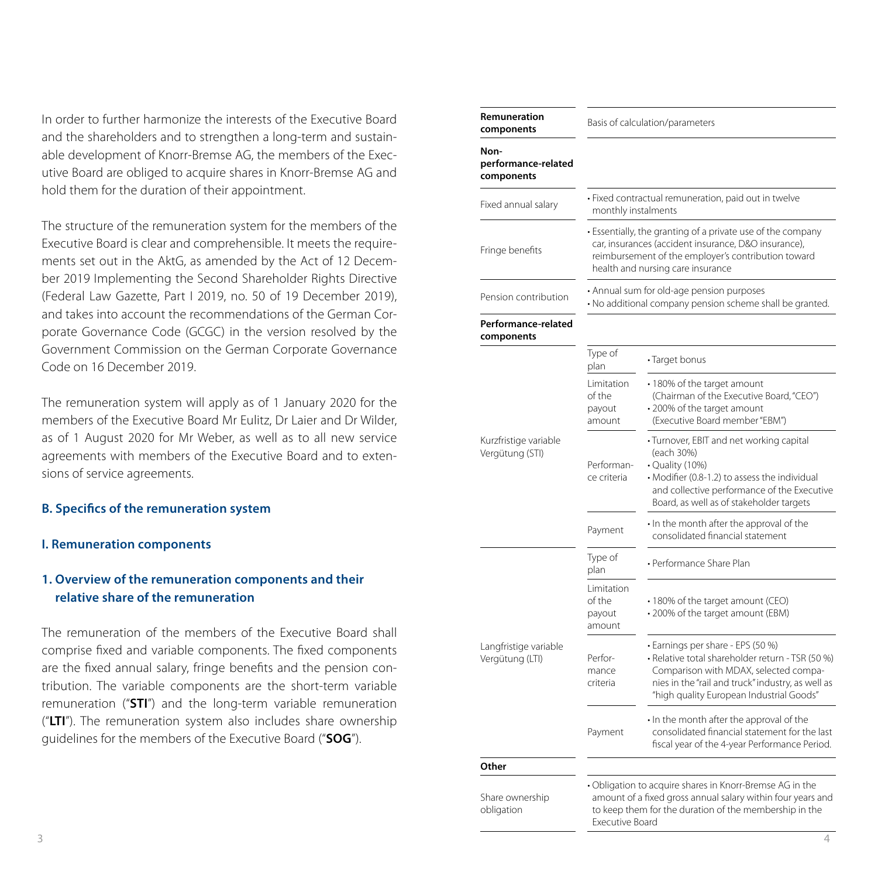In order to further harmonize the interests of the Executive Board and the shareholders and to strengthen a long-term and sustainable development of Knorr-Bremse AG, the members of the Executive Board are obliged to acquire shares in Knorr-Bremse AG and hold them for the duration of their appointment.

The structure of the remuneration system for the members of the Executive Board is clear and comprehensible. It meets the requirements set out in the AktG, as amended by the Act of 12 December 2019 Implementing the Second Shareholder Rights Directive (Federal Law Gazette, Part I 2019, no. 50 of 19 December 2019), and takes into account the recommendations of the German Corporate Governance Code (GCGC) in the version resolved by the Government Commission on the German Corporate Governance Code on 16 December 2019.

The remuneration system will apply as of 1 January 2020 for the members of the Executive Board Mr Eulitz, Dr Laier and Dr Wilder, as of 1 August 2020 for Mr Weber, as well as to all new service agreements with members of the Executive Board and to extensions of service agreements.

### B. Specifics of the remuneration system

### I. Remuneration components

### 1. Overview of the remuneration components and their relative share of the remuneration

The remuneration of the members of the Executive Board shall comprise fixed and variable components. The fixed components are the fixed annual salary, fringe benefits and the pension contribution. The variable components are the short-term variable remuneration ("**STI**") and the long-term variable remuneration ("**LTI**"). The remuneration system also includes share ownership guidelines for the members of the Executive Board ("**SOG**").

| **Remuneration components** | Basis of calculation/parameters | |
|---|---|---|
| **Non-performance-related components** | | |
| Fixed annual salary | • Fixed contractual remuneration, paid out in twelve monthly instalments | |
| Fringe benefits | • Essentially, the granting of a private use of the company car, insurances (accident insurance, D&O insurance), reimbursement of the employer's contribution toward health and nursing care insurance | |
| Pension contribution | • Annual sum for old-age pension purposes<br>• No additional company pension scheme shall be granted. | |
| **Performance-related components** | | |
| Kurzfristige variable Vergütung (STI) | Type of plan | • Target bonus |
| | Limitation of the payout amount | • 180% of the target amount (Chairman of the Executive Board, "CEO")<br>• 200% of the target amount (Executive Board member "EBM") |
| | Performance criteria | • Turnover, EBIT and net working capital (each 30%)<br>• Quality (10%)<br>• Modifier (0.8-1.2) to assess the individual and collective performance of the Executive Board, as well as of stakeholder targets |
| | Payment | • In the month after the approval of the consolidated financial statement |
| Langfristige variable Vergütung (LTI) | Type of plan | • Performance Share Plan |
| | Limitation of the payout amount | • 180% of the target amount (CEO)<br>• 200% of the target amount (EBM) |
| | Performance criteria | • Earnings per share - EPS (50 %)<br>• Relative total shareholder return - TSR (50 %) Comparison with MDAX, selected companies in the "rail and truck" industry, as well as "high quality European Industrial Goods" |
| | Payment | • In the month after the approval of the consolidated financial statement for the last fiscal year of the 4-year Performance Period. |
| **Other** | | |
| Share ownership obligation | • Obligation to acquire shares in Knorr-Bremse AG in the amount of a fixed gross annual salary within four years and to keep them for the duration of the membership in the Executive Board | |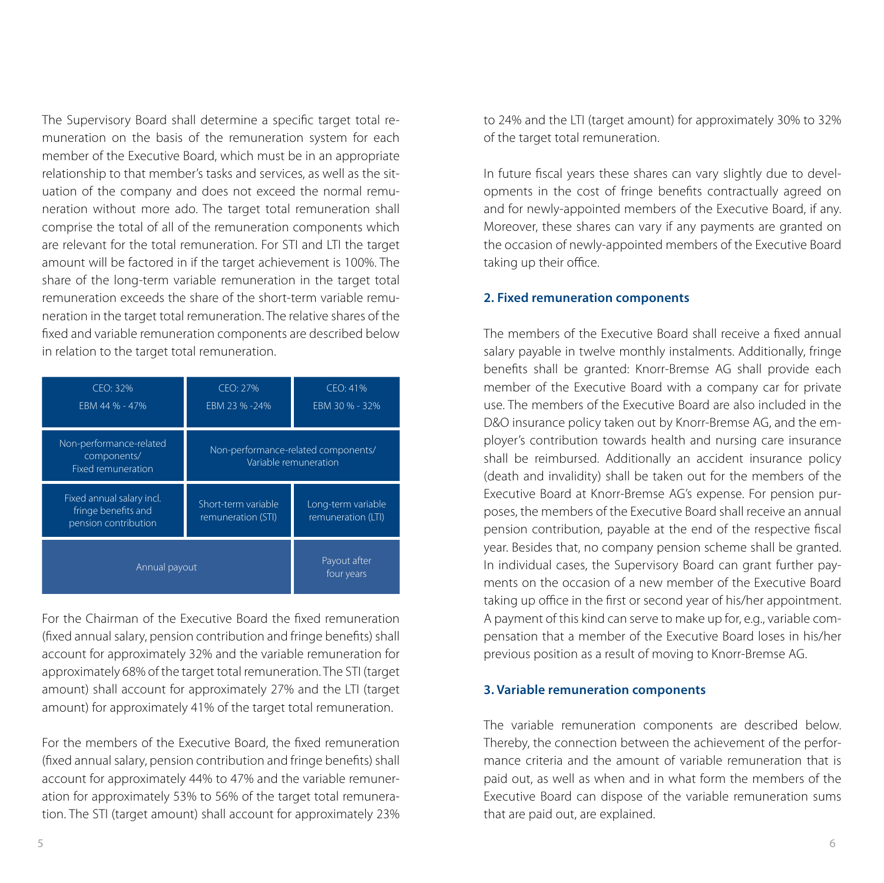The Supervisory Board shall determine a specific target total remuneration on the basis of the remuneration system for each member of the Executive Board, which must be in an appropriate relationship to that member's tasks and services, as well as the situation of the company and does not exceed the normal remuneration without more ado. The target total remuneration shall comprise the total of all of the remuneration components which are relevant for the total remuneration. For STI and LTI the target amount will be factored in if the target achievement is 100%. The share of the long-term variable remuneration in the target total remuneration exceeds the share of the short-term variable remuneration in the target total remuneration. The relative shares of the fixed and variable remuneration components are described below in relation to the target total remuneration.

| CEO: 32%<br>EBM 44 % - 47% | CEO: 27%<br>EBM 23 % -24% | CEO: 41%<br>EBM 30 % - 32% |
|---|---|---|
| Non-performance-related components/ Fixed remuneration | Non-performance-related components/ Variable remuneration | |
| Fixed annual salary incl. fringe benefits and pension contribution | Short-term variable remuneration (STI) | Long-term variable remuneration (LTI) |
| Annual payout | | Payout after four years |

For the Chairman of the Executive Board the fixed remuneration (fixed annual salary, pension contribution and fringe benefits) shall account for approximately 32% and the variable remuneration for approximately 68% of the target total remuneration. The STI (target amount) shall account for approximately 27% and the LTI (target amount) for approximately 41% of the target total remuneration.

For the members of the Executive Board, the fixed remuneration (fixed annual salary, pension contribution and fringe benefits) shall account for approximately 44% to 47% and the variable remuneration for approximately 53% to 56% of the target total remuneration. The STI (target amount) shall account for approximately 23% to 24% and the LTI (target amount) for approximately 30% to 32% of the target total remuneration.

In future fiscal years these shares can vary slightly due to developments in the cost of fringe benefits contractually agreed on and for newly-appointed members of the Executive Board, if any. Moreover, these shares can vary if any payments are granted on the occasion of newly-appointed members of the Executive Board taking up their office.

## 2. Fixed remuneration components

The members of the Executive Board shall receive a fixed annual salary payable in twelve monthly instalments. Additionally, fringe benefits shall be granted: Knorr-Bremse AG shall provide each member of the Executive Board with a company car for private use. The members of the Executive Board are also included in the D&O insurance policy taken out by Knorr-Bremse AG, and the employer's contribution towards health and nursing care insurance shall be reimbursed. Additionally an accident insurance policy (death and invalidity) shall be taken out for the members of the Executive Board at Knorr-Bremse AG's expense. For pension purposes, the members of the Executive Board shall receive an annual pension contribution, payable at the end of the respective fiscal year. Besides that, no company pension scheme shall be granted. In individual cases, the Supervisory Board can grant further payments on the occasion of a new member of the Executive Board taking up office in the first or second year of his/her appointment. A payment of this kind can serve to make up for, e.g., variable compensation that a member of the Executive Board loses in his/her previous position as a result of moving to Knorr-Bremse AG.

## 3. Variable remuneration components

The variable remuneration components are described below. Thereby, the connection between the achievement of the performance criteria and the amount of variable remuneration that is paid out, as well as when and in what form the members of the Executive Board can dispose of the variable remuneration sums that are paid out, are explained.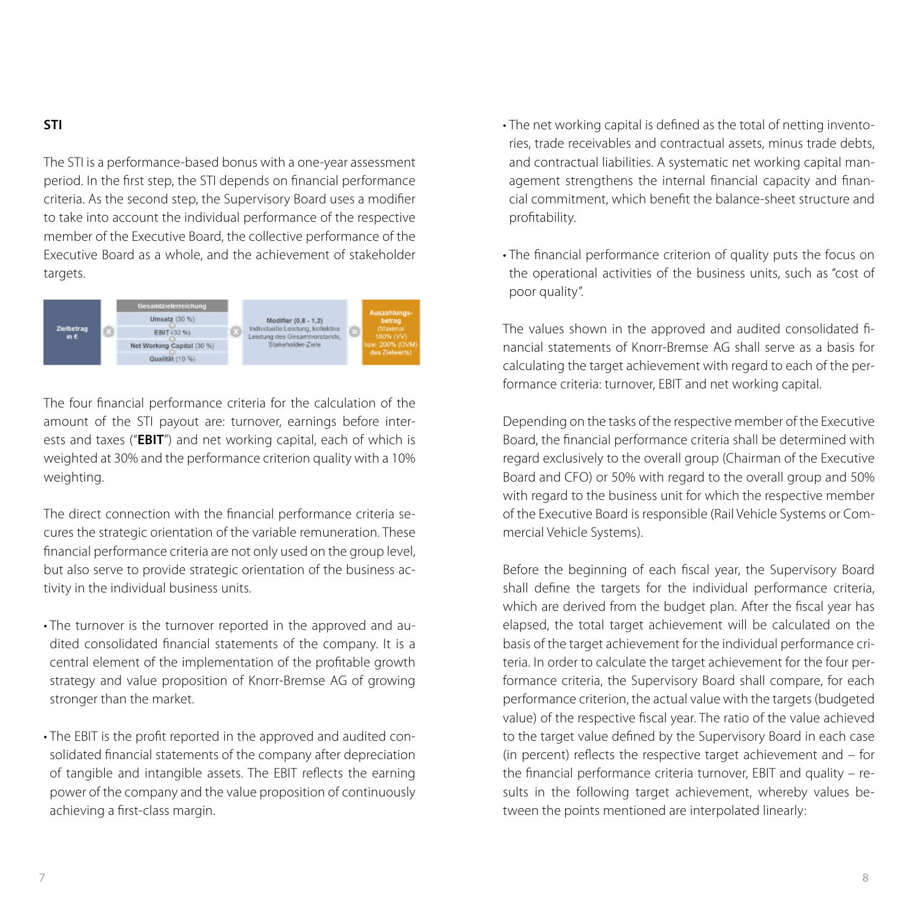## STI

The STI is a performance-based bonus with a one-year assessment period. In the first step, the STI depends on financial performance criteria. As the second step, the Supervisory Board uses a modifier to take into account the individual performance of the respective member of the Executive Board, the collective performance of the Executive Board as a whole, and the achievement of stakeholder targets.

| Zielbetrag in € | × | Gesamtzielerreichung | × | Modifier (0,8 - 1,2) | = | Auszahlungsbetrag |
|---|---|---|---|---|---|---|
| | | Umsatz (30 %) + EBIT (30 %) + Net Working Capital (30 %) + Qualität (10 %) | | Individuelle Leistung, kollektive Leistung des Gesamtvorstands, Stakeholder-Ziele | | (Maximal 180% (VV) bzw. 200% (OVM) des Zielwerts) |

The four financial performance criteria for the calculation of the amount of the STI payout are: turnover, earnings before interests and taxes ("**EBIT**") and net working capital, each of which is weighted at 30% and the performance criterion quality with a 10% weighting.

The direct connection with the financial performance criteria secures the strategic orientation of the variable remuneration. These financial performance criteria are not only used on the group level, but also serve to provide strategic orientation of the business activity in the individual business units.

- The turnover is the turnover reported in the approved and audited consolidated financial statements of the company. It is a central element of the implementation of the profitable growth strategy and value proposition of Knorr-Bremse AG of growing stronger than the market.
- The EBIT is the profit reported in the approved and audited consolidated financial statements of the company after depreciation of tangible and intangible assets. The EBIT reflects the earning power of the company and the value proposition of continuously achieving a first-class margin.
- The net working capital is defined as the total of netting inventories, trade receivables and contractual assets, minus trade debts, and contractual liabilities. A systematic net working capital management strengthens the internal financial capacity and financial commitment, which benefit the balance-sheet structure and profitability.
- The financial performance criterion of quality puts the focus on the operational activities of the business units, such as "cost of poor quality".

The values shown in the approved and audited consolidated financial statements of Knorr-Bremse AG shall serve as a basis for calculating the target achievement with regard to each of the performance criteria: turnover, EBIT and net working capital.

Depending on the tasks of the respective member of the Executive Board, the financial performance criteria shall be determined with regard exclusively to the overall group (Chairman of the Executive Board and CFO) or 50% with regard to the overall group and 50% with regard to the business unit for which the respective member of the Executive Board is responsible (Rail Vehicle Systems or Commercial Vehicle Systems).

Before the beginning of each fiscal year, the Supervisory Board shall define the targets for the individual performance criteria, which are derived from the budget plan. After the fiscal year has elapsed, the total target achievement will be calculated on the basis of the target achievement for the individual performance criteria. In order to calculate the target achievement for the four performance criteria, the Supervisory Board shall compare, for each performance criterion, the actual value with the targets (budgeted value) of the respective fiscal year. The ratio of the value achieved to the target value defined by the Supervisory Board in each case (in percent) reflects the respective target achievement and – for the financial performance criteria turnover, EBIT and quality – results in the following target achievement, whereby values between the points mentioned are interpolated linearly: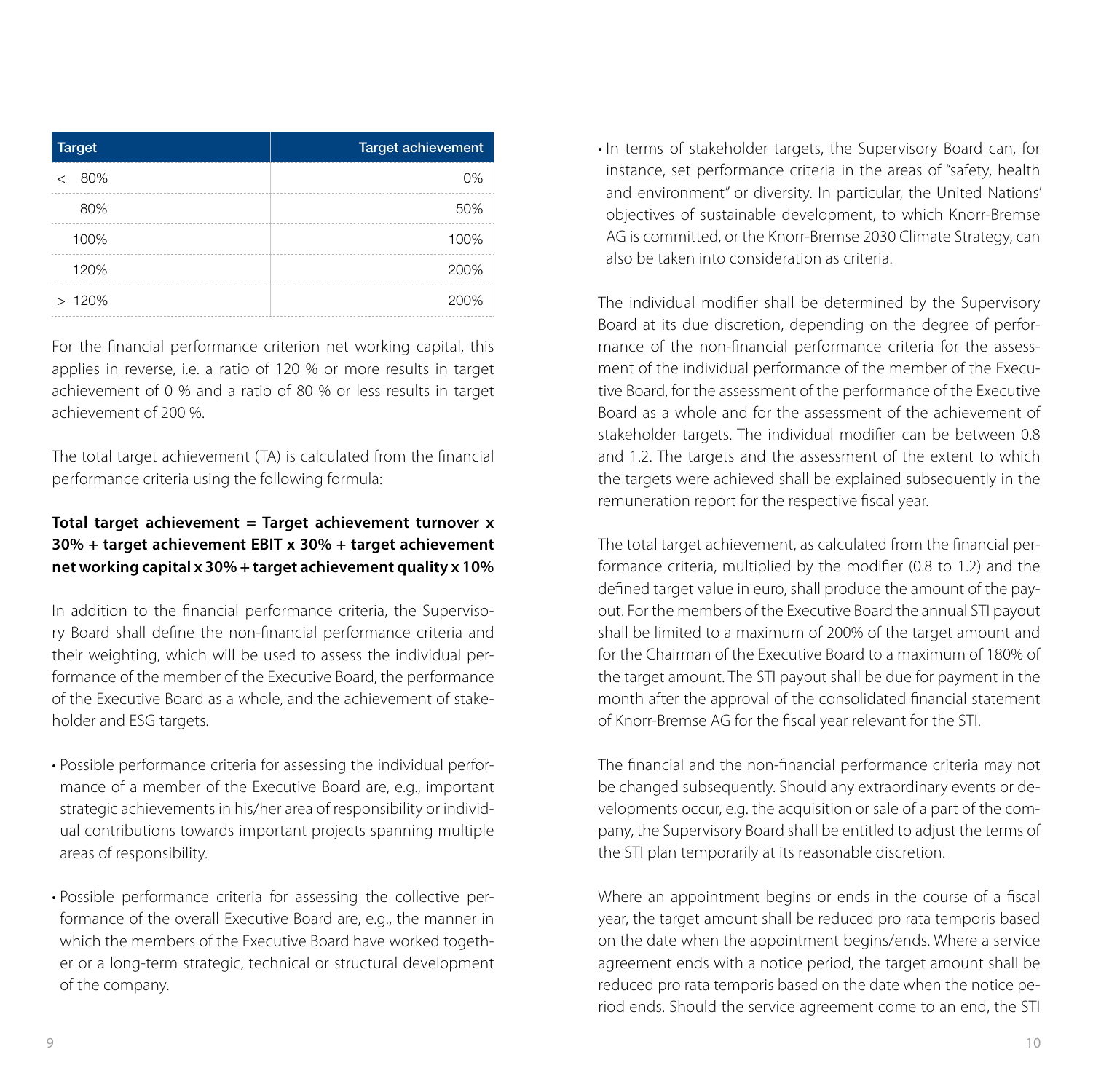| Target | Target achievement |
|---|---|
| < 80% | 0% |
| 80% | 50% |
| 100% | 100% |
| 120% | 200% |
| > 120% | 200% |

For the financial performance criterion net working capital, this applies in reverse, i.e. a ratio of 120 % or more results in target achievement of 0 % and a ratio of 80 % or less results in target achievement of 200 %.

The total target achievement (TA) is calculated from the financial performance criteria using the following formula:

**Total target achievement = Target achievement turnover x 30% + target achievement EBIT x 30% + target achievement net working capital x 30% + target achievement quality x 10%**

In addition to the financial performance criteria, the Supervisory Board shall define the non-financial performance criteria and their weighting, which will be used to assess the individual performance of the member of the Executive Board, the performance of the Executive Board as a whole, and the achievement of stakeholder and ESG targets.

- Possible performance criteria for assessing the individual performance of a member of the Executive Board are, e.g., important strategic achievements in his/her area of responsibility or individual contributions towards important projects spanning multiple areas of responsibility.

- Possible performance criteria for assessing the collective performance of the overall Executive Board are, e.g., the manner in which the members of the Executive Board have worked together or a long-term strategic, technical or structural development of the company.

- In terms of stakeholder targets, the Supervisory Board can, for instance, set performance criteria in the areas of "safety, health and environment" or diversity. In particular, the United Nations' objectives of sustainable development, to which Knorr-Bremse AG is committed, or the Knorr-Bremse 2030 Climate Strategy, can also be taken into consideration as criteria.

The individual modifier shall be determined by the Supervisory Board at its due discretion, depending on the degree of performance of the non-financial performance criteria for the assessment of the individual performance of the member of the Executive Board, for the assessment of the performance of the Executive Board as a whole and for the assessment of the achievement of stakeholder targets. The individual modifier can be between 0.8 and 1.2. The targets and the assessment of the extent to which the targets were achieved shall be explained subsequently in the remuneration report for the respective fiscal year.

The total target achievement, as calculated from the financial performance criteria, multiplied by the modifier (0.8 to 1.2) and the defined target value in euro, shall produce the amount of the payout. For the members of the Executive Board the annual STI payout shall be limited to a maximum of 200% of the target amount and for the Chairman of the Executive Board to a maximum of 180% of the target amount. The STI payout shall be due for payment in the month after the approval of the consolidated financial statement of Knorr-Bremse AG for the fiscal year relevant for the STI.

The financial and the non-financial performance criteria may not be changed subsequently. Should any extraordinary events or developments occur, e.g. the acquisition or sale of a part of the company, the Supervisory Board shall be entitled to adjust the terms of the STI plan temporarily at its reasonable discretion.

Where an appointment begins or ends in the course of a fiscal year, the target amount shall be reduced pro rata temporis based on the date when the appointment begins/ends. Where a service agreement ends with a notice period, the target amount shall be reduced pro rata temporis based on the date when the notice period ends. Should the service agreement come to an end, the STI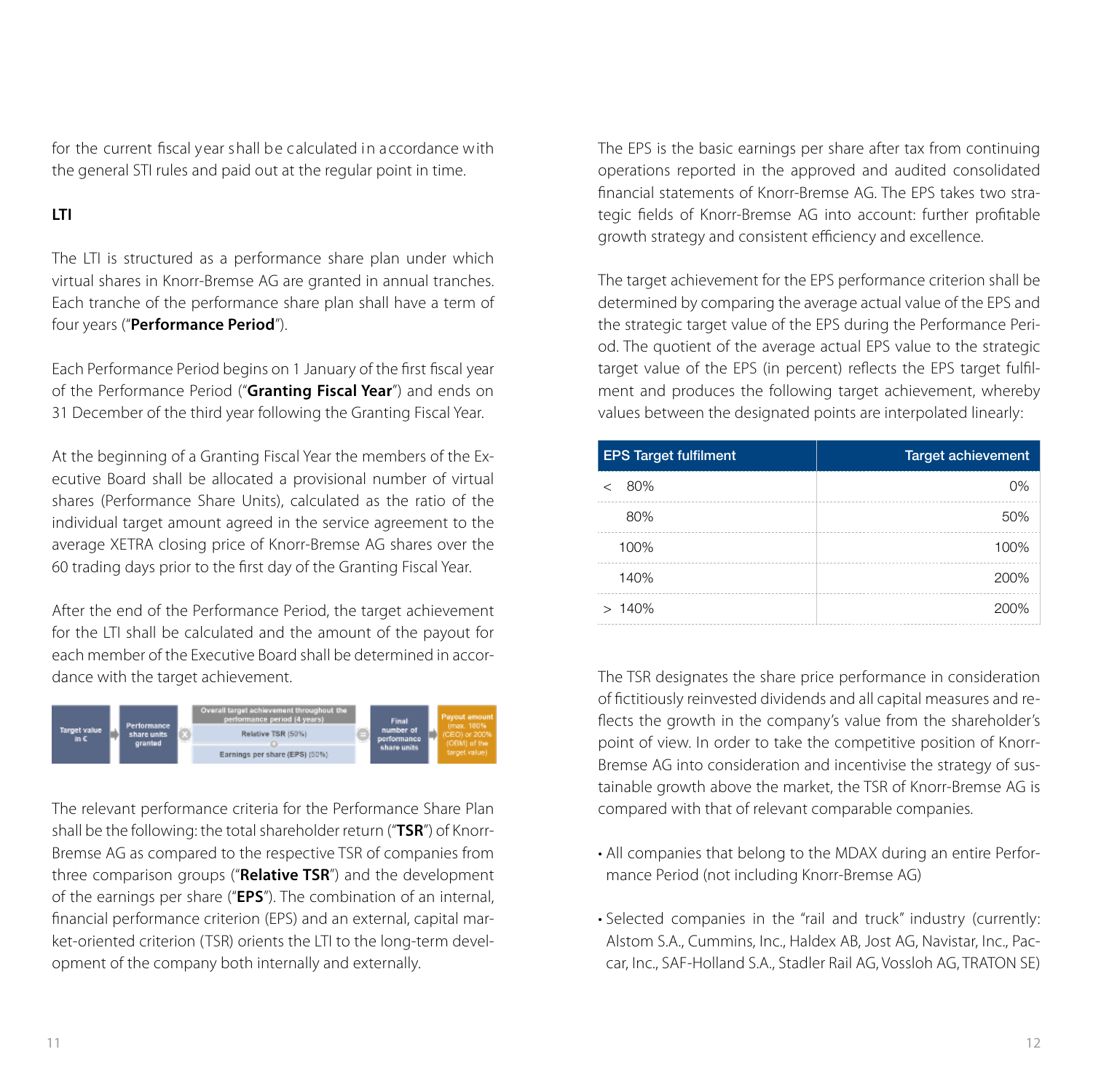for the current fiscal year shall be calculated in accordance with the general STI rules and paid out at the regular point in time.

**LTI**

The LTI is structured as a performance share plan under which virtual shares in Knorr-Bremse AG are granted in annual tranches. Each tranche of the performance share plan shall have a term of four years ("**Performance Period**").

Each Performance Period begins on 1 January of the first fiscal year of the Performance Period ("**Granting Fiscal Year**") and ends on 31 December of the third year following the Granting Fiscal Year.

At the beginning of a Granting Fiscal Year the members of the Executive Board shall be allocated a provisional number of virtual shares (Performance Share Units), calculated as the ratio of the individual target amount agreed in the service agreement to the average XETRA closing price of Knorr-Bremse AG shares over the 60 trading days prior to the first day of the Granting Fiscal Year.

After the end of the Performance Period, the target achievement for the LTI shall be calculated and the amount of the payout for each member of the Executive Board shall be determined in accordance with the target achievement.

Target value in € → Performance share units granted × Overall target achievement throughout the performance period (4 years): Relative TSR (50%) + Earnings per share (EPS) (50%) = Final number of performance share units → Payout amount (max. 180% (CEO) or 200% (OBM) of the target value)

The relevant performance criteria for the Performance Share Plan shall be the following: the total shareholder return ("**TSR**") of Knorr-Bremse AG as compared to the respective TSR of companies from three comparison groups ("**Relative TSR**") and the development of the earnings per share ("**EPS**"). The combination of an internal, financial performance criterion (EPS) and an external, capital market-oriented criterion (TSR) orients the LTI to the long-term development of the company both internally and externally.

The EPS is the basic earnings per share after tax from continuing operations reported in the approved and audited consolidated financial statements of Knorr-Bremse AG. The EPS takes two strategic fields of Knorr-Bremse AG into account: further profitable growth strategy and consistent efficiency and excellence.

The target achievement for the EPS performance criterion shall be determined by comparing the average actual value of the EPS and the strategic target value of the EPS during the Performance Period. The quotient of the average actual EPS value to the strategic target value of the EPS (in percent) reflects the EPS target fulfilment and produces the following target achievement, whereby values between the designated points are interpolated linearly:

| EPS Target fulfilment | Target achievement |
|---|---|
| < 80% | 0% |
| 80% | 50% |
| 100% | 100% |
| 140% | 200% |
| > 140% | 200% |

The TSR designates the share price performance in consideration of fictitiously reinvested dividends and all capital measures and reflects the growth in the company's value from the shareholder's point of view. In order to take the competitive position of Knorr-Bremse AG into consideration and incentivise the strategy of sustainable growth above the market, the TSR of Knorr-Bremse AG is compared with that of relevant comparable companies.

- All companies that belong to the MDAX during an entire Performance Period (not including Knorr-Bremse AG)
- Selected companies in the "rail and truck" industry (currently: Alstom S.A., Cummins, Inc., Haldex AB, Jost AG, Navistar, Inc., Paccar, Inc., SAF-Holland S.A., Stadler Rail AG, Vossloh AG, TRATON SE)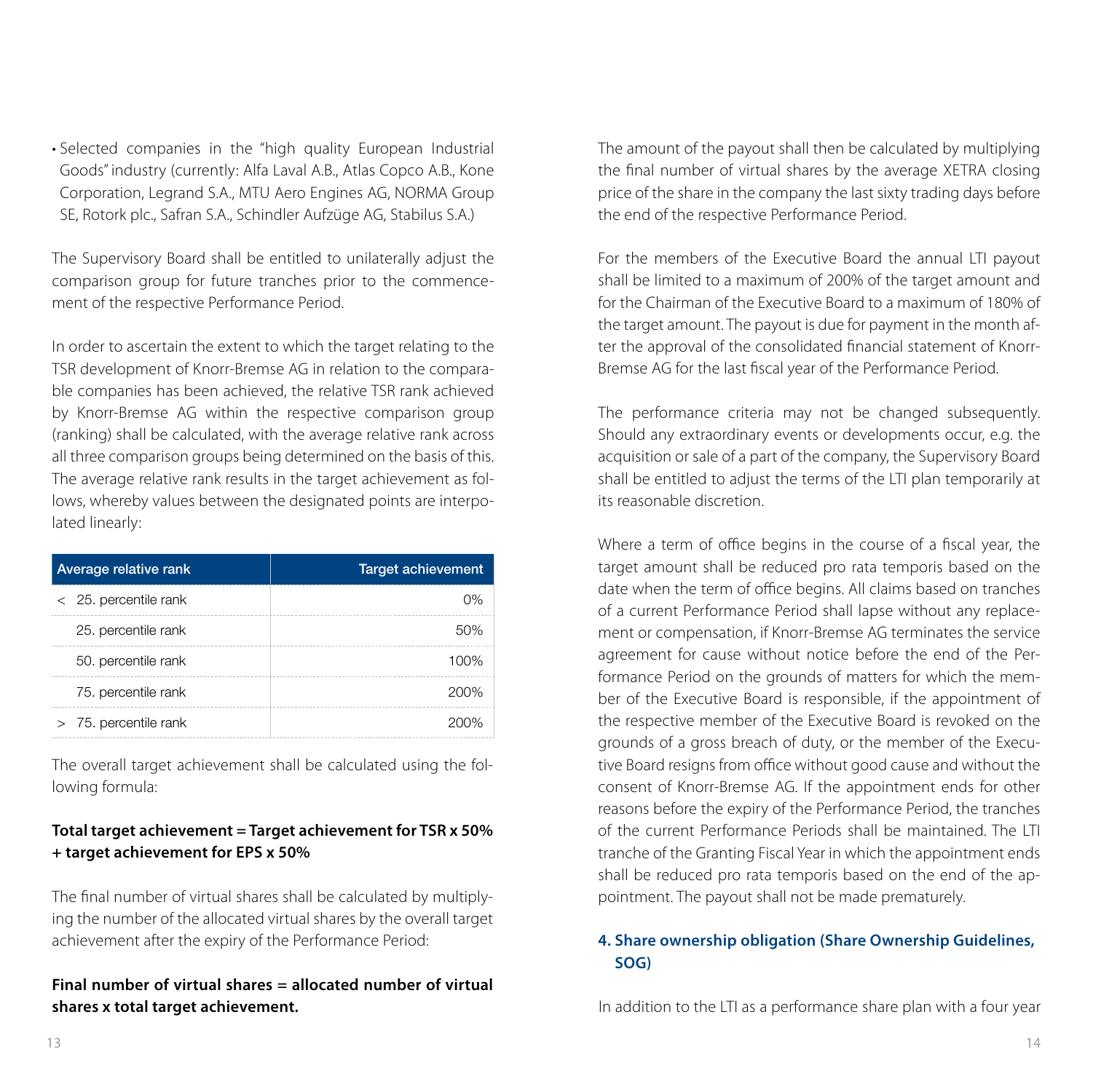- Selected companies in the "high quality European Industrial Goods" industry (currently: Alfa Laval A.B., Atlas Copco A.B., Kone Corporation, Legrand S.A., MTU Aero Engines AG, NORMA Group SE, Rotork plc., Safran S.A., Schindler Aufzüge AG, Stabilus S.A.)

The Supervisory Board shall be entitled to unilaterally adjust the comparison group for future tranches prior to the commencement of the respective Performance Period.

In order to ascertain the extent to which the target relating to the TSR development of Knorr-Bremse AG in relation to the comparable companies has been achieved, the relative TSR rank achieved by Knorr-Bremse AG within the respective comparison group (ranking) shall be calculated, with the average relative rank across all three comparison groups being determined on the basis of this. The average relative rank results in the target achievement as follows, whereby values between the designated points are interpolated linearly:

| Average relative rank | Target achievement |
|---|---|
| < 25. percentile rank | 0% |
| 25. percentile rank | 50% |
| 50. percentile rank | 100% |
| 75. percentile rank | 200% |
| > 75. percentile rank | 200% |

The overall target achievement shall be calculated using the following formula:

**Total target achievement = Target achievement for TSR x 50% + target achievement for EPS x 50%**

The final number of virtual shares shall be calculated by multiplying the number of the allocated virtual shares by the overall target achievement after the expiry of the Performance Period:

**Final number of virtual shares = allocated number of virtual shares x total target achievement.**

The amount of the payout shall then be calculated by multiplying the final number of virtual shares by the average XETRA closing price of the share in the company the last sixty trading days before the end of the respective Performance Period.

For the members of the Executive Board the annual LTI payout shall be limited to a maximum of 200% of the target amount and for the Chairman of the Executive Board to a maximum of 180% of the target amount. The payout is due for payment in the month after the approval of the consolidated financial statement of Knorr-Bremse AG for the last fiscal year of the Performance Period.

The performance criteria may not be changed subsequently. Should any extraordinary events or developments occur, e.g. the acquisition or sale of a part of the company, the Supervisory Board shall be entitled to adjust the terms of the LTI plan temporarily at its reasonable discretion.

Where a term of office begins in the course of a fiscal year, the target amount shall be reduced pro rata temporis based on the date when the term of office begins. All claims based on tranches of a current Performance Period shall lapse without any replacement or compensation, if Knorr-Bremse AG terminates the service agreement for cause without notice before the end of the Performance Period on the grounds of matters for which the member of the Executive Board is responsible, if the appointment of the respective member of the Executive Board is revoked on the grounds of a gross breach of duty, or the member of the Executive Board resigns from office without good cause and without the consent of Knorr-Bremse AG. If the appointment ends for other reasons before the expiry of the Performance Period, the tranches of the current Performance Periods shall be maintained. The LTI tranche of the Granting Fiscal Year in which the appointment ends shall be reduced pro rata temporis based on the end of the appointment. The payout shall not be made prematurely.

## 4. Share ownership obligation (Share Ownership Guidelines, SOG)

In addition to the LTI as a performance share plan with a four year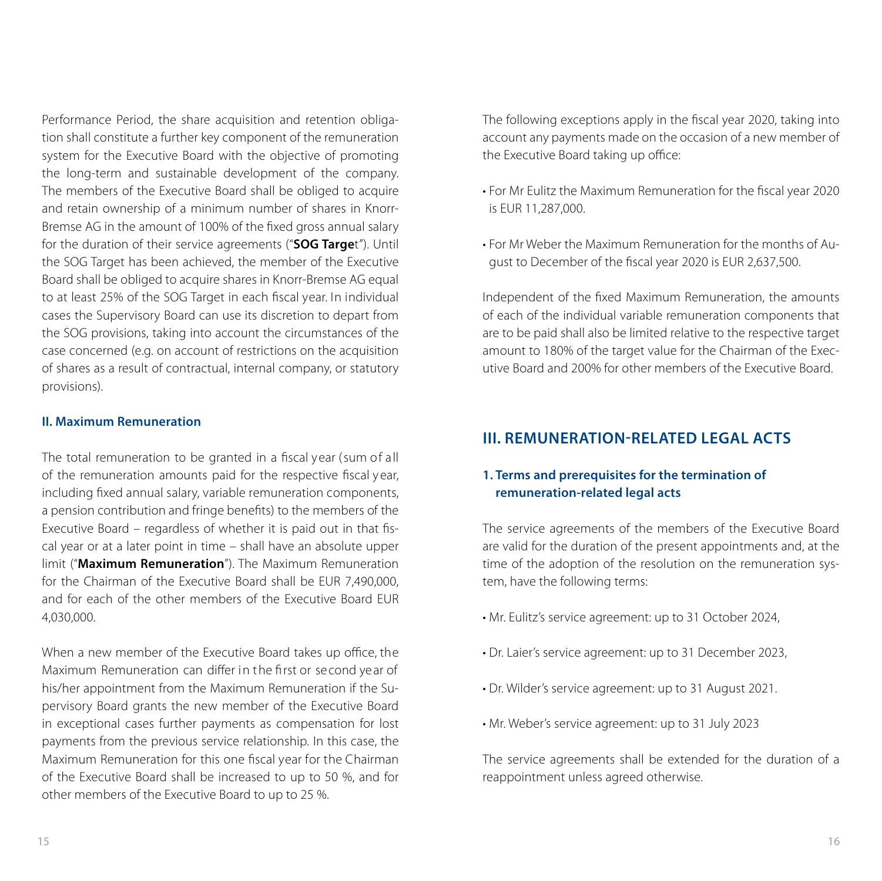Performance Period, the share acquisition and retention obligation shall constitute a further key component of the remuneration system for the Executive Board with the objective of promoting the long-term and sustainable development of the company. The members of the Executive Board shall be obliged to acquire and retain ownership of a minimum number of shares in Knorr-Bremse AG in the amount of 100% of the fixed gross annual salary for the duration of their service agreements ("**SOG Targe**t"). Until the SOG Target has been achieved, the member of the Executive Board shall be obliged to acquire shares in Knorr-Bremse AG equal to at least 25% of the SOG Target in each fiscal year. In individual cases the Supervisory Board can use its discretion to depart from the SOG provisions, taking into account the circumstances of the case concerned (e.g. on account of restrictions on the acquisition of shares as a result of contractual, internal company, or statutory provisions).

### II. Maximum Remuneration

The total remuneration to be granted in a fiscal year (sum of all of the remuneration amounts paid for the respective fiscal year, including fixed annual salary, variable remuneration components, a pension contribution and fringe benefits) to the members of the Executive Board – regardless of whether it is paid out in that fiscal year or at a later point in time – shall have an absolute upper limit ("**Maximum Remuneration**"). The Maximum Remuneration for the Chairman of the Executive Board shall be EUR 7,490,000, and for each of the other members of the Executive Board EUR 4,030,000.

When a new member of the Executive Board takes up office, the Maximum Remuneration can differ in the first or second year of his/her appointment from the Maximum Remuneration if the Supervisory Board grants the new member of the Executive Board in exceptional cases further payments as compensation for lost payments from the previous service relationship. In this case, the Maximum Remuneration for this one fiscal year for the Chairman of the Executive Board shall be increased to up to 50 %, and for other members of the Executive Board to up to 25 %.

The following exceptions apply in the fiscal year 2020, taking into account any payments made on the occasion of a new member of the Executive Board taking up office:

- For Mr Eulitz the Maximum Remuneration for the fiscal year 2020 is EUR 11,287,000.
- For Mr Weber the Maximum Remuneration for the months of August to December of the fiscal year 2020 is EUR 2,637,500.

Independent of the fixed Maximum Remuneration, the amounts of each of the individual variable remuneration components that are to be paid shall also be limited relative to the respective target amount to 180% of the target value for the Chairman of the Executive Board and 200% for other members of the Executive Board.

## III. REMUNERATION-RELATED LEGAL ACTS

### 1. Terms and prerequisites for the termination of remuneration-related legal acts

The service agreements of the members of the Executive Board are valid for the duration of the present appointments and, at the time of the adoption of the resolution on the remuneration system, have the following terms:

- Mr. Eulitz's service agreement: up to 31 October 2024,
- Dr. Laier's service agreement: up to 31 December 2023,
- Dr. Wilder's service agreement: up to 31 August 2021.
- Mr. Weber's service agreement: up to 31 July 2023

The service agreements shall be extended for the duration of a reappointment unless agreed otherwise.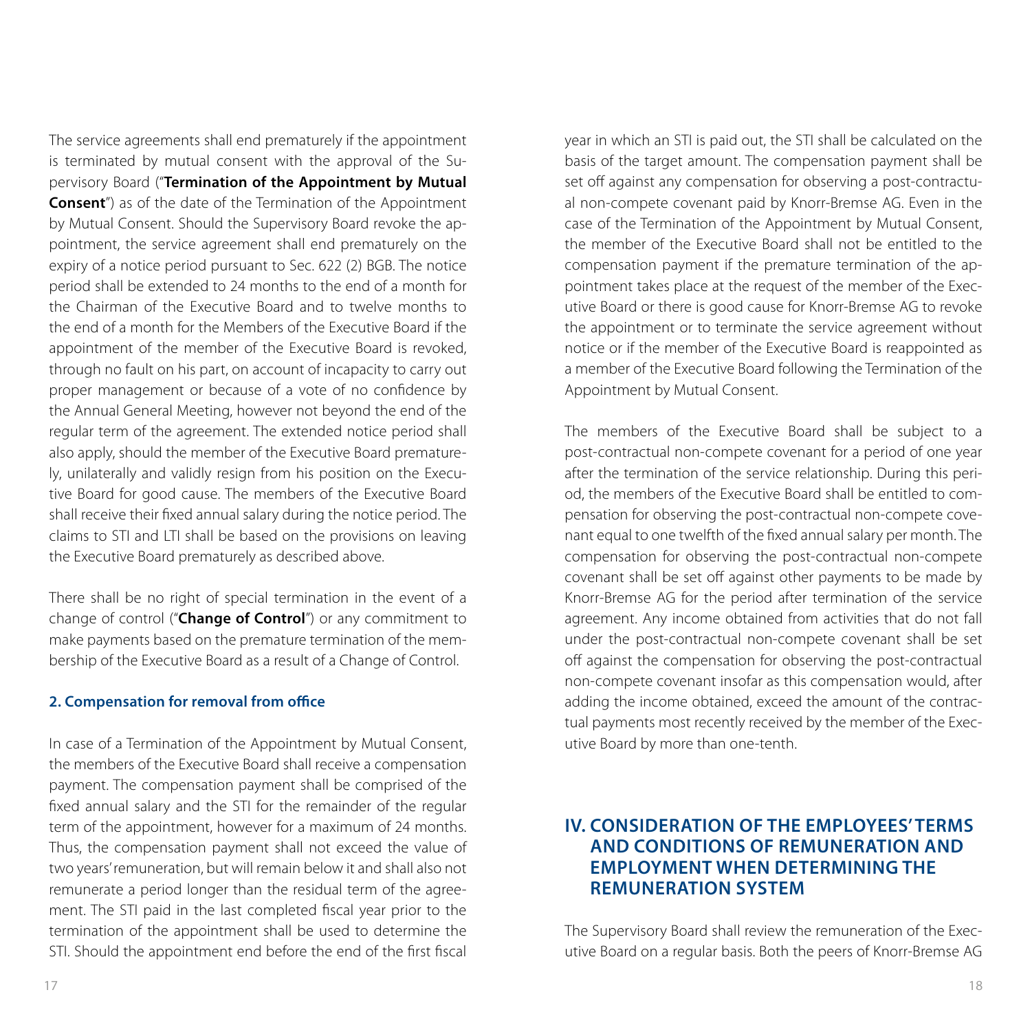The service agreements shall end prematurely if the appointment is terminated by mutual consent with the approval of the Supervisory Board ("**Termination of the Appointment by Mutual Consent**") as of the date of the Termination of the Appointment by Mutual Consent. Should the Supervisory Board revoke the appointment, the service agreement shall end prematurely on the expiry of a notice period pursuant to Sec. 622 (2) BGB. The notice period shall be extended to 24 months to the end of a month for the Chairman of the Executive Board and to twelve months to the end of a month for the Members of the Executive Board if the appointment of the member of the Executive Board is revoked, through no fault on his part, on account of incapacity to carry out proper management or because of a vote of no confidence by the Annual General Meeting, however not beyond the end of the regular term of the agreement. The extended notice period shall also apply, should the member of the Executive Board prematurely, unilaterally and validly resign from his position on the Executive Board for good cause. The members of the Executive Board shall receive their fixed annual salary during the notice period. The claims to STI and LTI shall be based on the provisions on leaving the Executive Board prematurely as described above.

There shall be no right of special termination in the event of a change of control ("**Change of Control**") or any commitment to make payments based on the premature termination of the membership of the Executive Board as a result of a Change of Control.

### 2. Compensation for removal from office

In case of a Termination of the Appointment by Mutual Consent, the members of the Executive Board shall receive a compensation payment. The compensation payment shall be comprised of the fixed annual salary and the STI for the remainder of the regular term of the appointment, however for a maximum of 24 months. Thus, the compensation payment shall not exceed the value of two years' remuneration, but will remain below it and shall also not remunerate a period longer than the residual term of the agreement. The STI paid in the last completed fiscal year prior to the termination of the appointment shall be used to determine the STI. Should the appointment end before the end of the first fiscal year in which an STI is paid out, the STI shall be calculated on the basis of the target amount. The compensation payment shall be set off against any compensation for observing a post-contractual non-compete covenant paid by Knorr-Bremse AG. Even in the case of the Termination of the Appointment by Mutual Consent, the member of the Executive Board shall not be entitled to the compensation payment if the premature termination of the appointment takes place at the request of the member of the Executive Board or there is good cause for Knorr-Bremse AG to revoke the appointment or to terminate the service agreement without notice or if the member of the Executive Board is reappointed as a member of the Executive Board following the Termination of the Appointment by Mutual Consent.

The members of the Executive Board shall be subject to a post-contractual non-compete covenant for a period of one year after the termination of the service relationship. During this period, the members of the Executive Board shall be entitled to compensation for observing the post-contractual non-compete covenant equal to one twelfth of the fixed annual salary per month. The compensation for observing the post-contractual non-compete covenant shall be set off against other payments to be made by Knorr-Bremse AG for the period after termination of the service agreement. Any income obtained from activities that do not fall under the post-contractual non-compete covenant shall be set off against the compensation for observing the post-contractual non-compete covenant insofar as this compensation would, after adding the income obtained, exceed the amount of the contractual payments most recently received by the member of the Executive Board by more than one-tenth.

## IV. CONSIDERATION OF THE EMPLOYEES' TERMS AND CONDITIONS OF REMUNERATION AND EMPLOYMENT WHEN DETERMINING THE REMUNERATION SYSTEM

The Supervisory Board shall review the remuneration of the Executive Board on a regular basis. Both the peers of Knorr-Bremse AG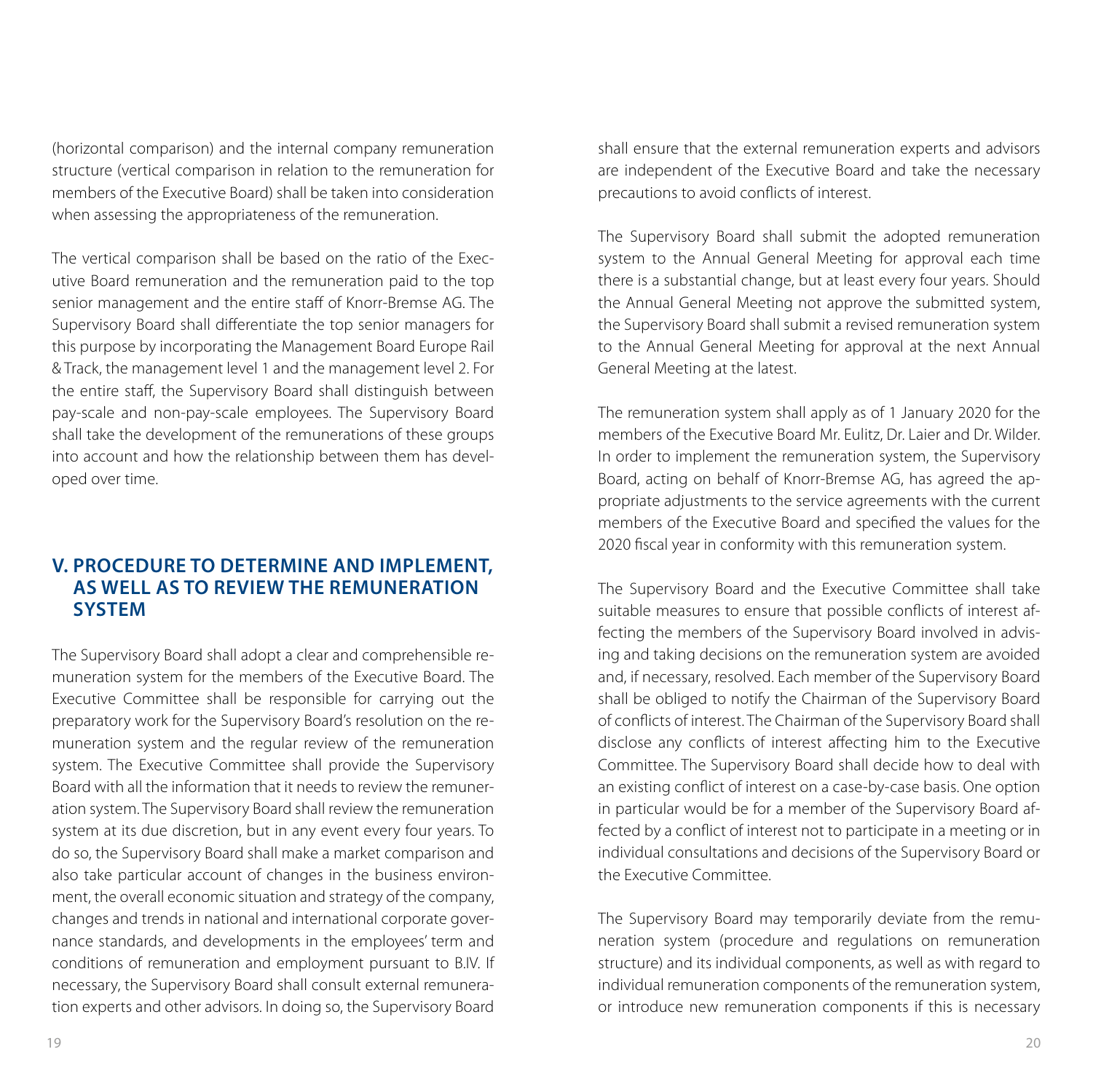(horizontal comparison) and the internal company remuneration structure (vertical comparison in relation to the remuneration for members of the Executive Board) shall be taken into consideration when assessing the appropriateness of the remuneration.

The vertical comparison shall be based on the ratio of the Executive Board remuneration and the remuneration paid to the top senior management and the entire staff of Knorr-Bremse AG. The Supervisory Board shall differentiate the top senior managers for this purpose by incorporating the Management Board Europe Rail & Track, the management level 1 and the management level 2. For the entire staff, the Supervisory Board shall distinguish between pay-scale and non-pay-scale employees. The Supervisory Board shall take the development of the remunerations of these groups into account and how the relationship between them has developed over time.

## V. PROCEDURE TO DETERMINE AND IMPLEMENT, AS WELL AS TO REVIEW THE REMUNERATION SYSTEM

The Supervisory Board shall adopt a clear and comprehensible remuneration system for the members of the Executive Board. The Executive Committee shall be responsible for carrying out the preparatory work for the Supervisory Board's resolution on the remuneration system and the regular review of the remuneration system. The Executive Committee shall provide the Supervisory Board with all the information that it needs to review the remuneration system. The Supervisory Board shall review the remuneration system at its due discretion, but in any event every four years. To do so, the Supervisory Board shall make a market comparison and also take particular account of changes in the business environment, the overall economic situation and strategy of the company, changes and trends in national and international corporate governance standards, and developments in the employees' term and conditions of remuneration and employment pursuant to B.IV. If necessary, the Supervisory Board shall consult external remuneration experts and other advisors. In doing so, the Supervisory Board shall ensure that the external remuneration experts and advisors are independent of the Executive Board and take the necessary precautions to avoid conflicts of interest.

The Supervisory Board shall submit the adopted remuneration system to the Annual General Meeting for approval each time there is a substantial change, but at least every four years. Should the Annual General Meeting not approve the submitted system, the Supervisory Board shall submit a revised remuneration system to the Annual General Meeting for approval at the next Annual General Meeting at the latest.

The remuneration system shall apply as of 1 January 2020 for the members of the Executive Board Mr. Eulitz, Dr. Laier and Dr. Wilder. In order to implement the remuneration system, the Supervisory Board, acting on behalf of Knorr-Bremse AG, has agreed the appropriate adjustments to the service agreements with the current members of the Executive Board and specified the values for the 2020 fiscal year in conformity with this remuneration system.

The Supervisory Board and the Executive Committee shall take suitable measures to ensure that possible conflicts of interest affecting the members of the Supervisory Board involved in advising and taking decisions on the remuneration system are avoided and, if necessary, resolved. Each member of the Supervisory Board shall be obliged to notify the Chairman of the Supervisory Board of conflicts of interest. The Chairman of the Supervisory Board shall disclose any conflicts of interest affecting him to the Executive Committee. The Supervisory Board shall decide how to deal with an existing conflict of interest on a case-by-case basis. One option in particular would be for a member of the Supervisory Board affected by a conflict of interest not to participate in a meeting or in individual consultations and decisions of the Supervisory Board or the Executive Committee.

The Supervisory Board may temporarily deviate from the remuneration system (procedure and regulations on remuneration structure) and its individual components, as well as with regard to individual remuneration components of the remuneration system, or introduce new remuneration components if this is necessary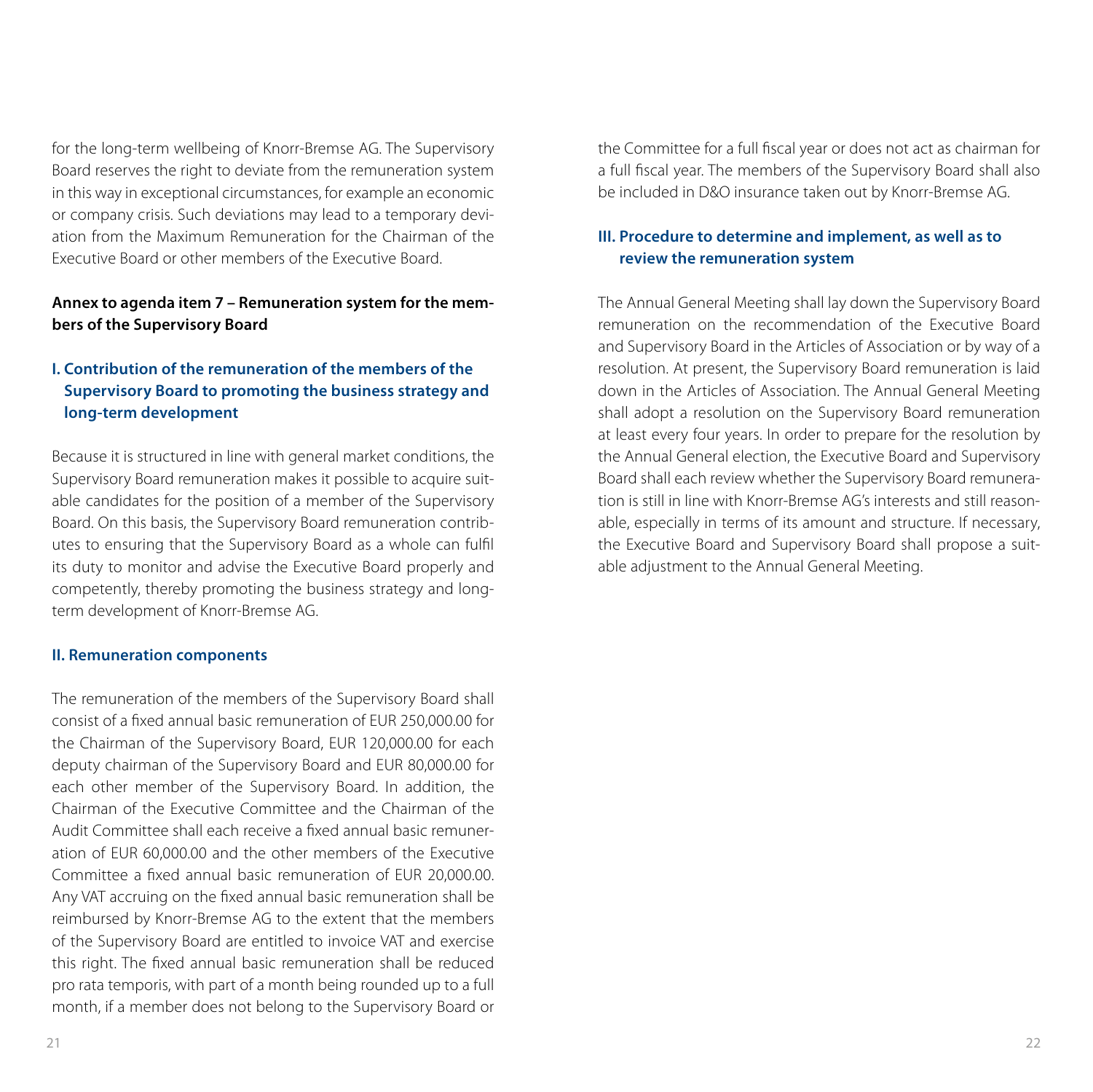for the long-term wellbeing of Knorr-Bremse AG. The Supervisory Board reserves the right to deviate from the remuneration system in this way in exceptional circumstances, for example an economic or company crisis. Such deviations may lead to a temporary deviation from the Maximum Remuneration for the Chairman of the Executive Board or other members of the Executive Board.

**Annex to agenda item 7 – Remuneration system for the members of the Supervisory Board**

## I. Contribution of the remuneration of the members of the Supervisory Board to promoting the business strategy and long-term development

Because it is structured in line with general market conditions, the Supervisory Board remuneration makes it possible to acquire suitable candidates for the position of a member of the Supervisory Board. On this basis, the Supervisory Board remuneration contributes to ensuring that the Supervisory Board as a whole can fulfil its duty to monitor and advise the Executive Board properly and competently, thereby promoting the business strategy and long-term development of Knorr-Bremse AG.

## II. Remuneration components

The remuneration of the members of the Supervisory Board shall consist of a fixed annual basic remuneration of EUR 250,000.00 for the Chairman of the Supervisory Board, EUR 120,000.00 for each deputy chairman of the Supervisory Board and EUR 80,000.00 for each other member of the Supervisory Board. In addition, the Chairman of the Executive Committee and the Chairman of the Audit Committee shall each receive a fixed annual basic remuneration of EUR 60,000.00 and the other members of the Executive Committee a fixed annual basic remuneration of EUR 20,000.00. Any VAT accruing on the fixed annual basic remuneration shall be reimbursed by Knorr-Bremse AG to the extent that the members of the Supervisory Board are entitled to invoice VAT and exercise this right. The fixed annual basic remuneration shall be reduced pro rata temporis, with part of a month being rounded up to a full month, if a member does not belong to the Supervisory Board or the Committee for a full fiscal year or does not act as chairman for a full fiscal year. The members of the Supervisory Board shall also be included in D&O insurance taken out by Knorr-Bremse AG.

## III. Procedure to determine and implement, as well as to review the remuneration system

The Annual General Meeting shall lay down the Supervisory Board remuneration on the recommendation of the Executive Board and Supervisory Board in the Articles of Association or by way of a resolution. At present, the Supervisory Board remuneration is laid down in the Articles of Association. The Annual General Meeting shall adopt a resolution on the Supervisory Board remuneration at least every four years. In order to prepare for the resolution by the Annual General election, the Executive Board and Supervisory Board shall each review whether the Supervisory Board remuneration is still in line with Knorr-Bremse AG's interests and still reasonable, especially in terms of its amount and structure. If necessary, the Executive Board and Supervisory Board shall propose a suitable adjustment to the Annual General Meeting.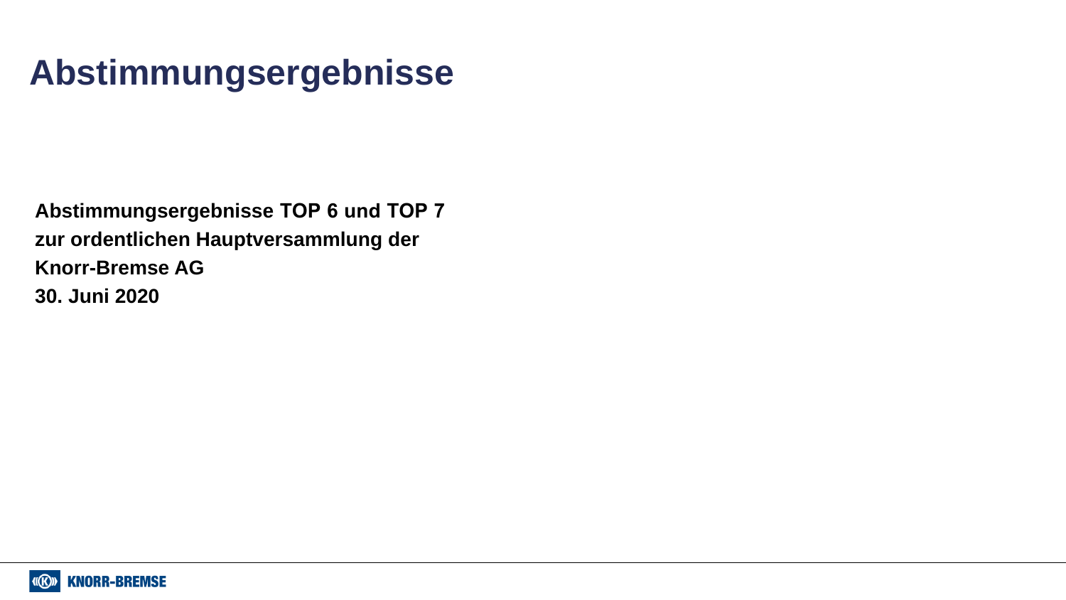# Abstimmungsergebnisse

**Abstimmungsergebnisse TOP 6 und TOP 7**
**zur ordentlichen Hauptversammlung der**
**Knorr-Bremse AG**
**30. Juni 2020**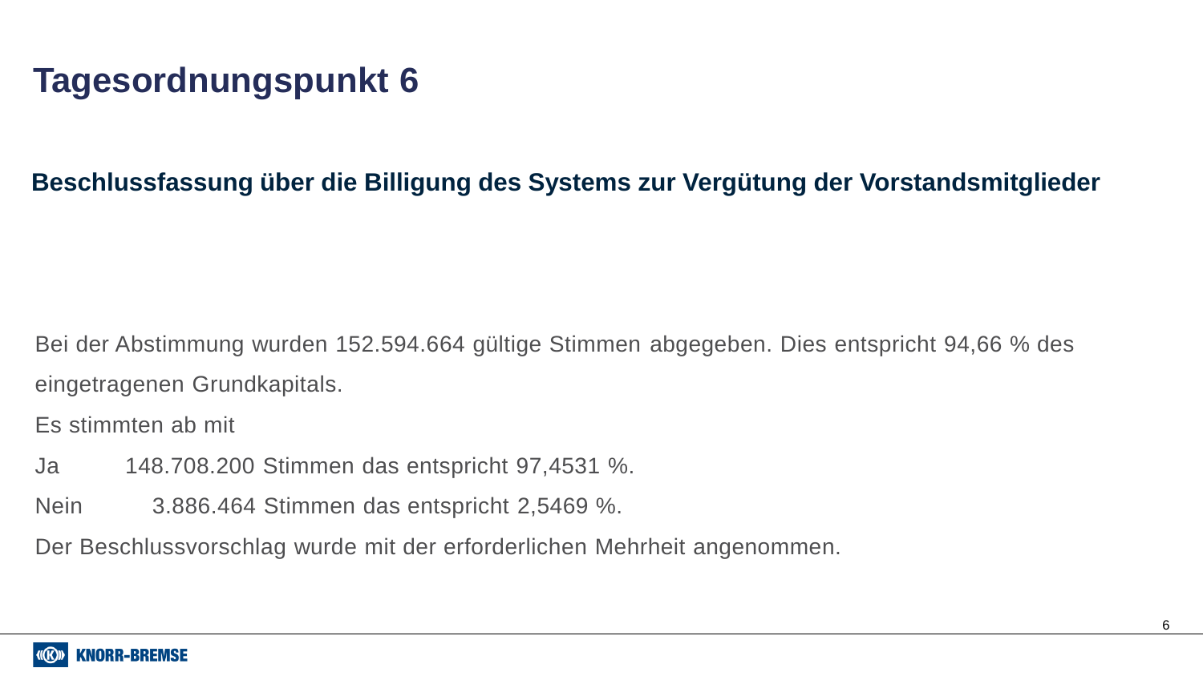# Tagesordnungspunkt 6

## Beschlussfassung über die Billigung des Systems zur Vergütung der Vorstandsmitglieder

Bei der Abstimmung wurden 152.594.664 gültige Stimmen abgegeben. Dies entspricht 94,66 % des eingetragenen Grundkapitals.

Es stimmten ab mit

Ja 148.708.200 Stimmen das entspricht 97,4531 %.

Nein 3.886.464 Stimmen das entspricht 2,5469 %.

Der Beschlussvorschlag wurde mit der erforderlichen Mehrheit angenommen.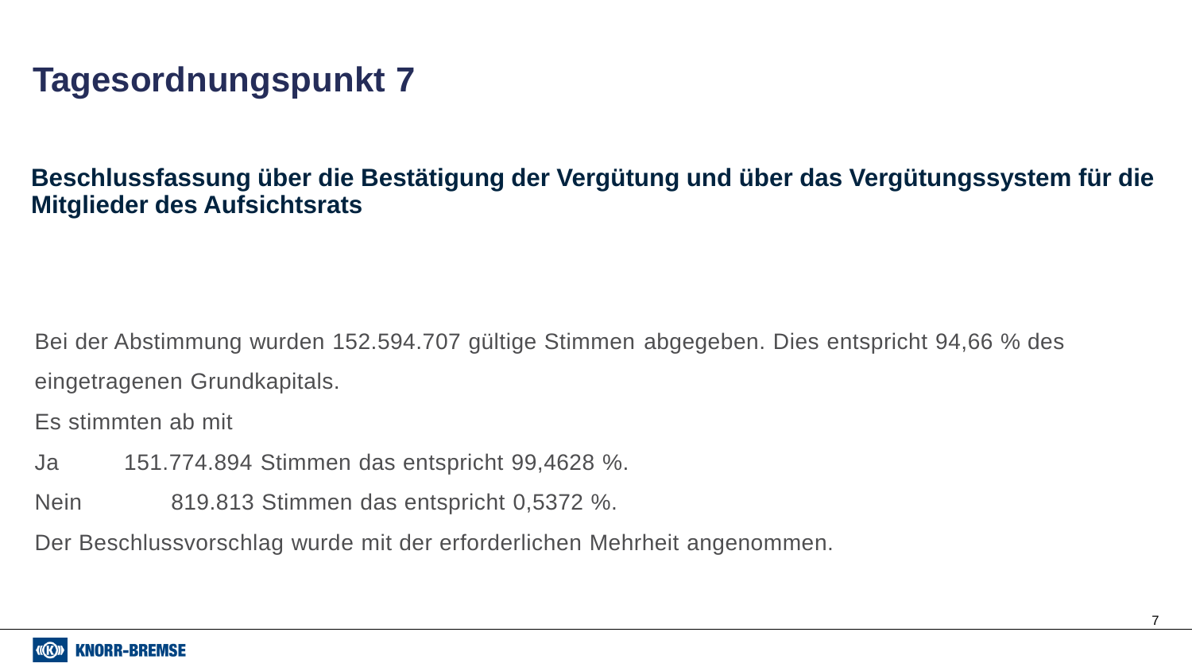# Tagesordnungspunkt 7

## Beschlussfassung über die Bestätigung der Vergütung und über das Vergütungssystem für die Mitglieder des Aufsichtsrats

Bei der Abstimmung wurden 152.594.707 gültige Stimmen abgegeben. Dies entspricht 94,66 % des eingetragenen Grundkapitals.

Es stimmten ab mit

Ja 151.774.894 Stimmen das entspricht 99,4628 %.

Nein 819.813 Stimmen das entspricht 0,5372 %.

Der Beschlussvorschlag wurde mit der erforderlichen Mehrheit angenommen.